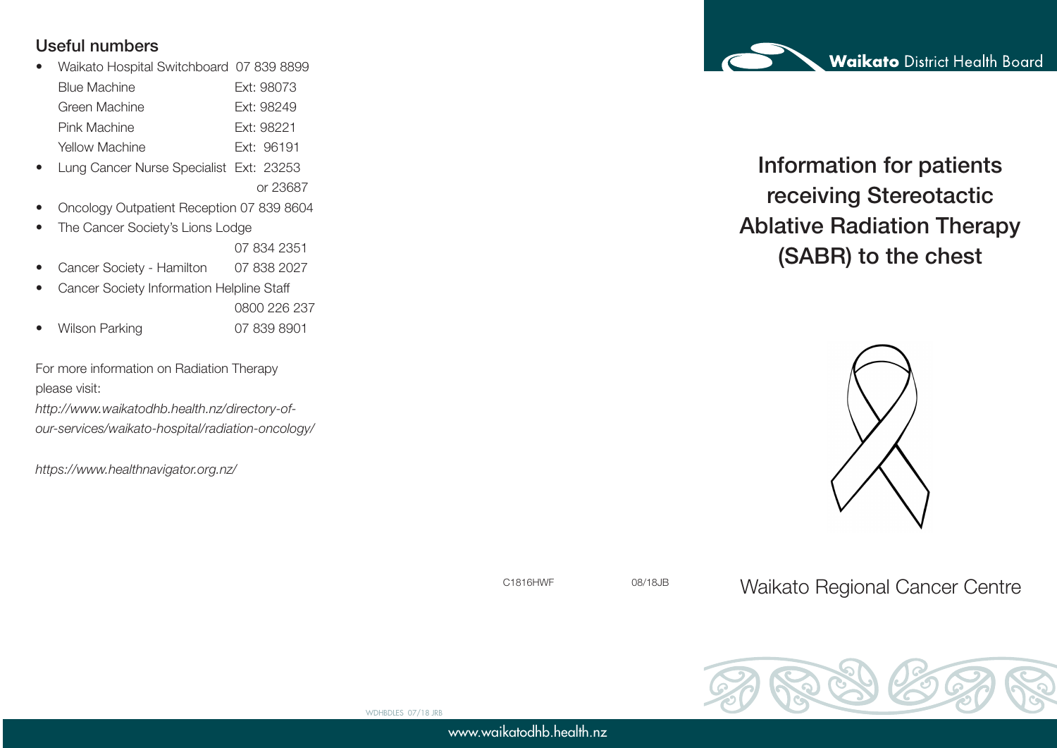## Useful numbers

- Waikato Hospital Switchboard 07 839 8899

  Blue Machine Ext: 98073

  Green Machine Ext: 98249

  Pink Machine Ext: 98221

  Yellow Machine Ext: 96191
- Lung Cancer Nurse Specialist Ext: 23253 or 23687
- Oncology Outpatient Reception 07 839 8604
- The Cancer Society's Lions Lodge 07 834 2351
- Cancer Society - Hamilton 07 838 2027
- Cancer Society Information Helpline Staff 0800 226 237
- Wilson Parking 07 839 8901

For more information on Radiation Therapy please visit:

*http://www.waikatodhb.health.nz/directory-of-our-services/waikato-hospital/radiation-oncology/*

*https://www.healthnavigator.org.nz/*

C1816HWF 08/18JB

WDHBDLES 07/18 JRB

www.waikatodhb.health.nz

**Waikato** District Health Board

# Information for patients receiving Stereotactic Ablative Radiation Therapy (SABR) to the chest

Waikato Regional Cancer Centre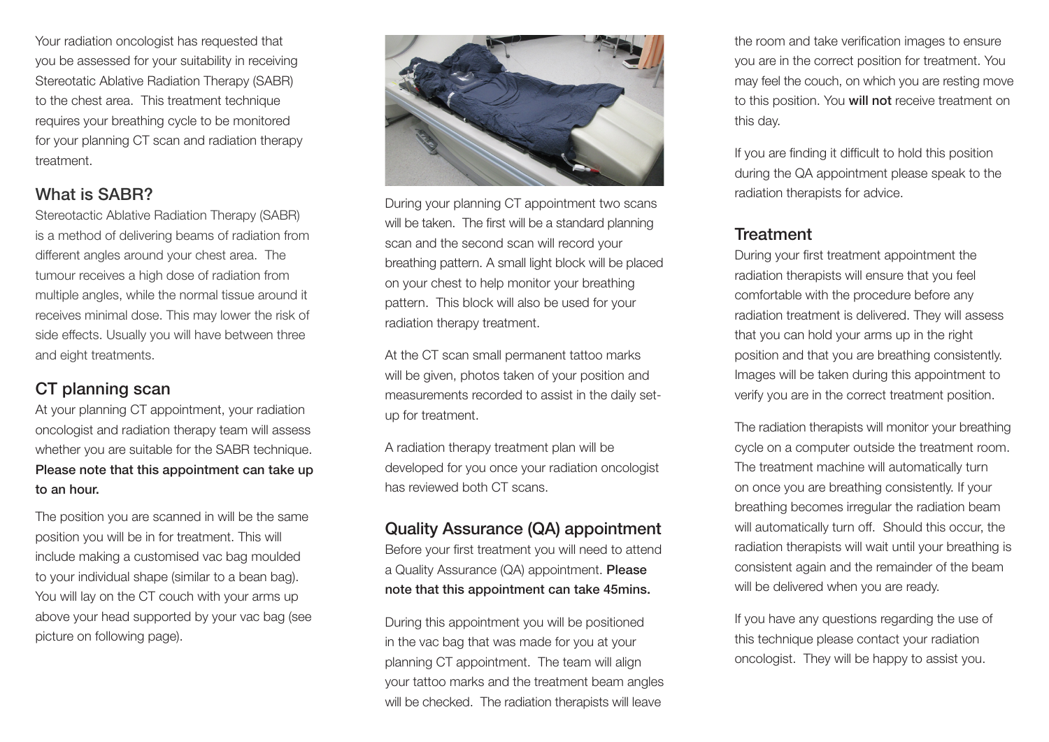Your radiation oncologist has requested that you be assessed for your suitability in receiving Stereotatic Ablative Radiation Therapy (SABR) to the chest area. This treatment technique requires your breathing cycle to be monitored for your planning CT scan and radiation therapy treatment.

## What is SABR?

Stereotactic Ablative Radiation Therapy (SABR) is a method of delivering beams of radiation from different angles around your chest area. The tumour receives a high dose of radiation from multiple angles, while the normal tissue around it receives minimal dose. This may lower the risk of side effects. Usually you will have between three and eight treatments.

## CT planning scan

At your planning CT appointment, your radiation oncologist and radiation therapy team will assess whether you are suitable for the SABR technique. **Please note that this appointment can take up to an hour.**

The position you are scanned in will be the same position you will be in for treatment. This will include making a customised vac bag moulded to your individual shape (similar to a bean bag). You will lay on the CT couch with your arms up above your head supported by your vac bag (see picture on following page).

During your planning CT appointment two scans will be taken. The first will be a standard planning scan and the second scan will record your breathing pattern. A small light block will be placed on your chest to help monitor your breathing pattern. This block will also be used for your radiation therapy treatment.

At the CT scan small permanent tattoo marks will be given, photos taken of your position and measurements recorded to assist in the daily set-up for treatment.

A radiation therapy treatment plan will be developed for you once your radiation oncologist has reviewed both CT scans.

## Quality Assurance (QA) appointment

Before your first treatment you will need to attend a Quality Assurance (QA) appointment. **Please note that this appointment can take 45mins.**

During this appointment you will be positioned in the vac bag that was made for you at your planning CT appointment. The team will align your tattoo marks and the treatment beam angles will be checked. The radiation therapists will leave the room and take verification images to ensure you are in the correct position for treatment. You may feel the couch, on which you are resting move to this position. You **will not** receive treatment on this day.

If you are finding it difficult to hold this position during the QA appointment please speak to the radiation therapists for advice.

## Treatment

During your first treatment appointment the radiation therapists will ensure that you feel comfortable with the procedure before any radiation treatment is delivered. They will assess that you can hold your arms up in the right position and that you are breathing consistently. Images will be taken during this appointment to verify you are in the correct treatment position.

The radiation therapists will monitor your breathing cycle on a computer outside the treatment room. The treatment machine will automatically turn on once you are breathing consistently. If your breathing becomes irregular the radiation beam will automatically turn off. Should this occur, the radiation therapists will wait until your breathing is consistent again and the remainder of the beam will be delivered when you are ready.

If you have any questions regarding the use of this technique please contact your radiation oncologist. They will be happy to assist you.